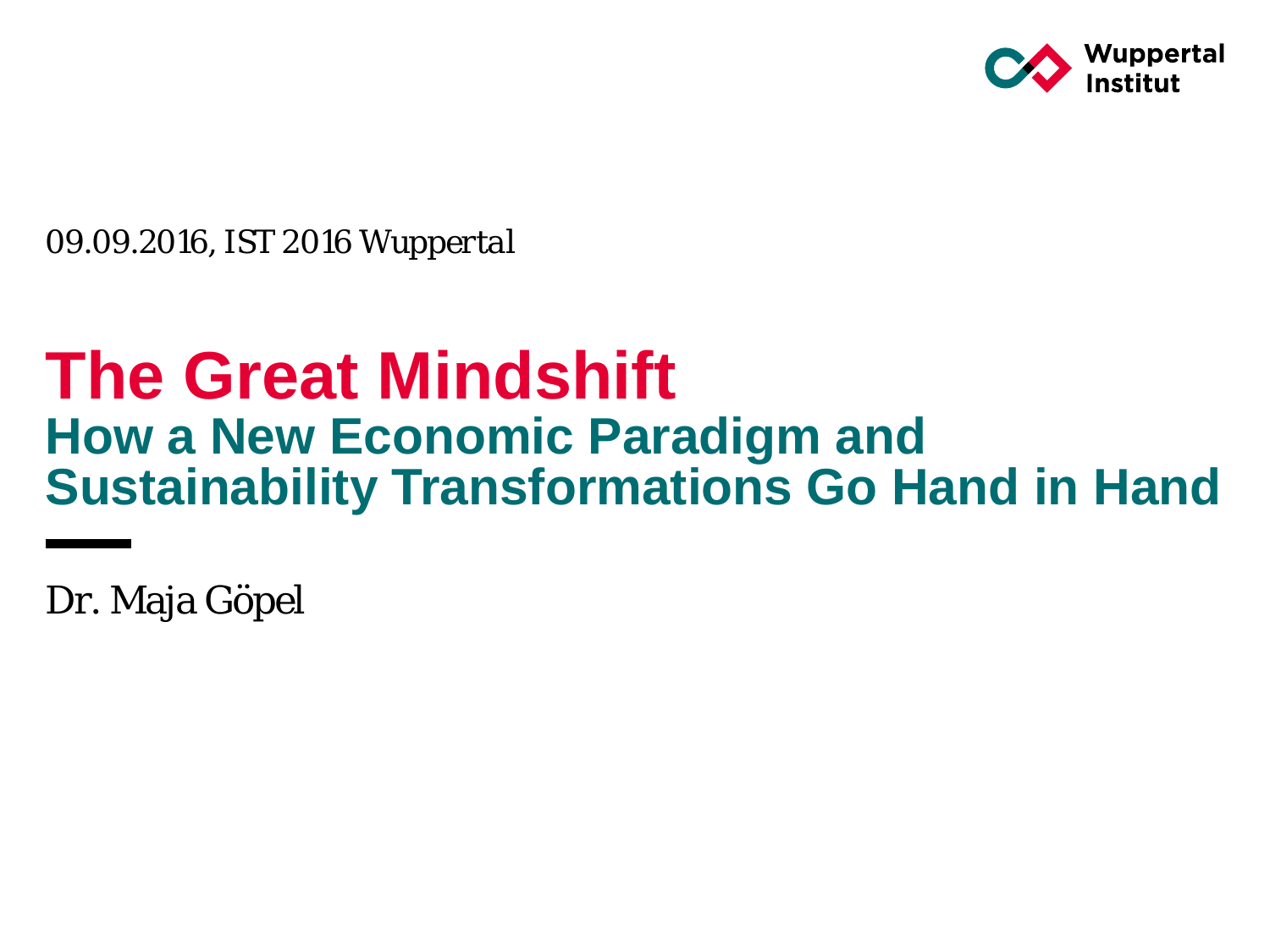Wuppertal Institut

*09.09.2016, IST 2016 Wuppertal*

# The Great Mindshift

## How a New Economic Paradigm and Sustainability Transformations Go Hand in Hand

Dr. Maja Göpel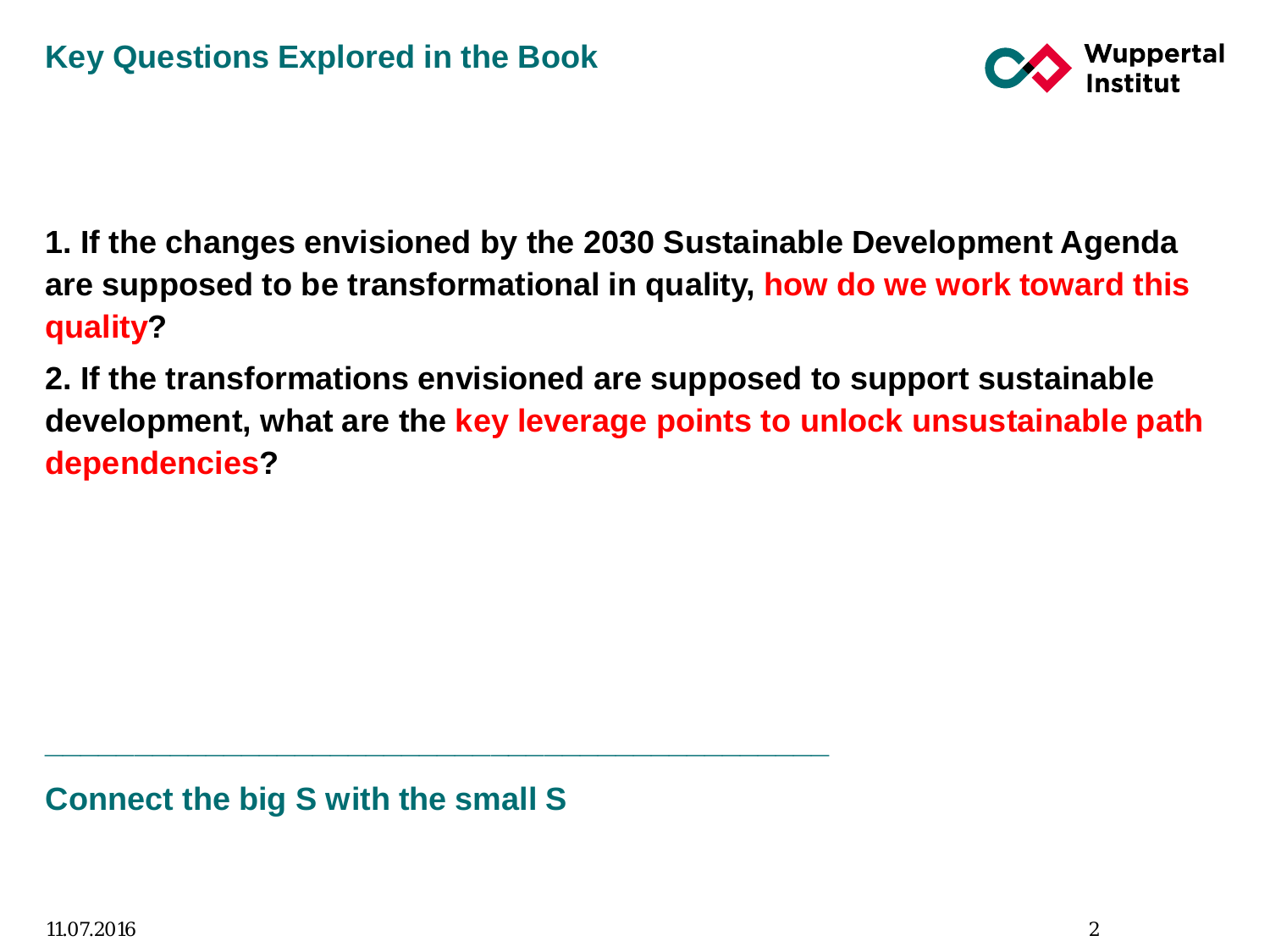## Key Questions Explored in the Book

**1. If the changes envisioned by the 2030 Sustainable Development Agenda are supposed to be transformational in quality, how do we work toward this quality?**

**2. If the transformations envisioned are supposed to support sustainable development, what are the key leverage points to unlock unsustainable path dependencies?**

---

**Connect the big S with the small S**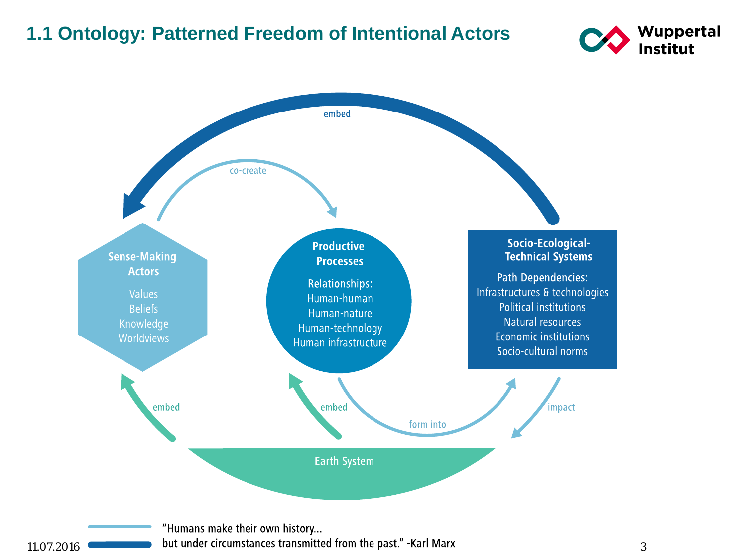# 1.1 Ontology: Patterned Freedom of Intentional Actors

embed

co-create

**Sense-Making Actors**

Values
Beliefs
Knowledge
Worldviews

**Productive Processes**

Relationships:
Human-human
Human-nature
Human-technology
Human infrastructure

**Socio-Ecological-Technical Systems**

Path Dependencies:
Infrastructures & technologies
Political institutions
Natural resources
Economic institutions
Socio-cultural norms

embed

embed

form into

impact

Earth System

"Humans make their own history…
but under circumstances transmitted from the past." -Karl Marx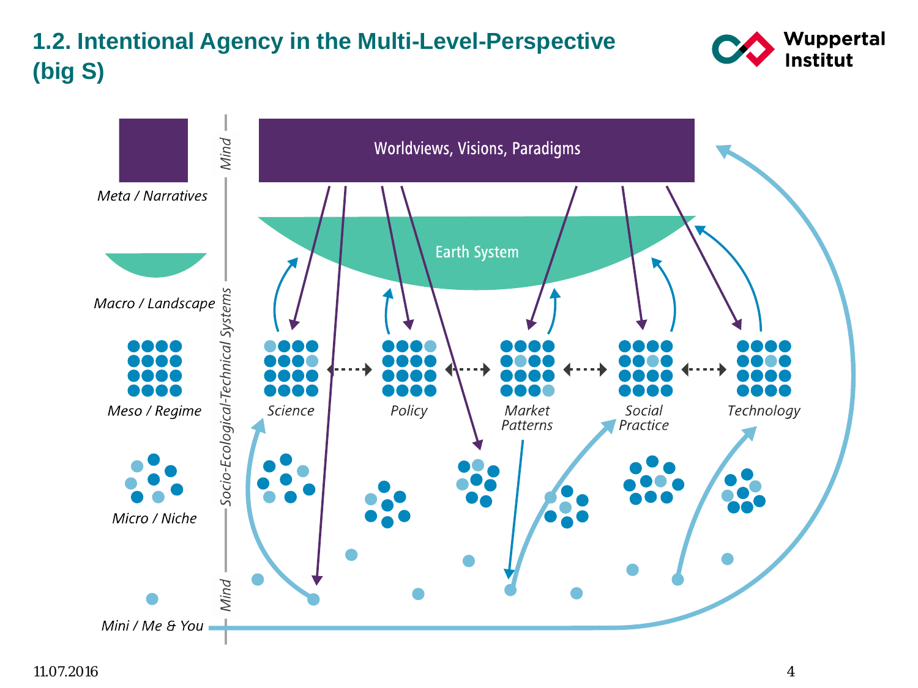# 1.2. Intentional Agency in the Multi-Level-Perspective (big S)

Meta / Narratives

Macro / Landscape

Meso / Regime

Micro / Niche

Mini / Me & You

Mind

Socio-Ecological-Technical Systems

Mind

Worldviews, Visions, Paradigms

Earth System

Science

Policy

Market Patterns

Social Practice

Technology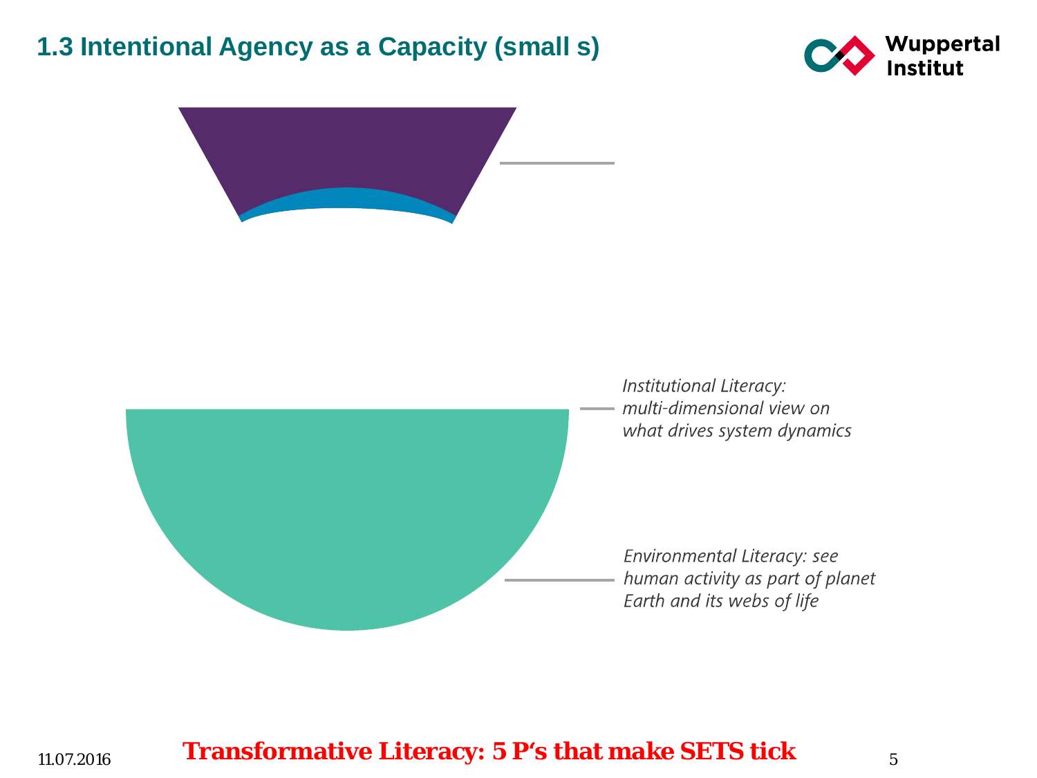# 1.3 Intentional Agency as a Capacity (small s)

*Institutional Literacy: multi-dimensional view on what drives system dynamics*

*Environmental Literacy: see human activity as part of planet Earth and its webs of life*

**Transformative Literacy: 5 P's that make SETS tick**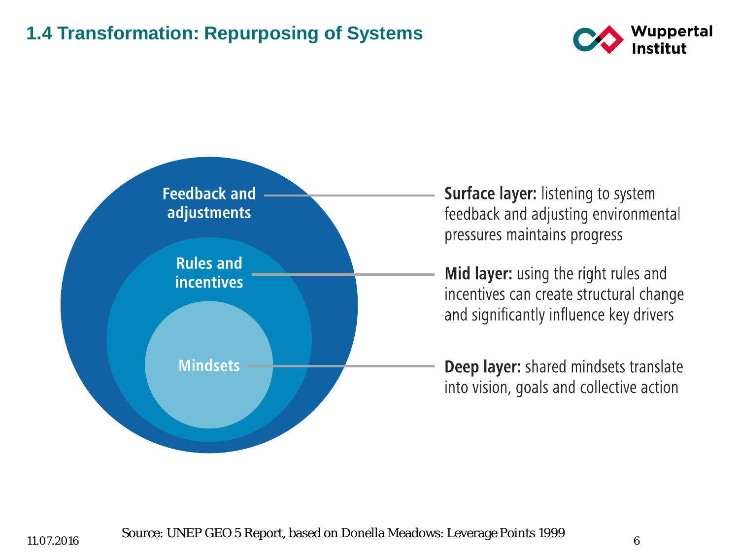# 1.4 Transformation: Repurposing of Systems

Feedback and adjustments

Rules and incentives

Mindsets

**Surface layer:** listening to system feedback and adjusting environmental pressures maintains progress

**Mid layer:** using the right rules and incentives can create structural change and significantly influence key drivers

**Deep layer:** shared mindsets translate into vision, goals and collective action

Source: UNEP GEO 5 Report, based on Donella Meadows: Leverage Points 1999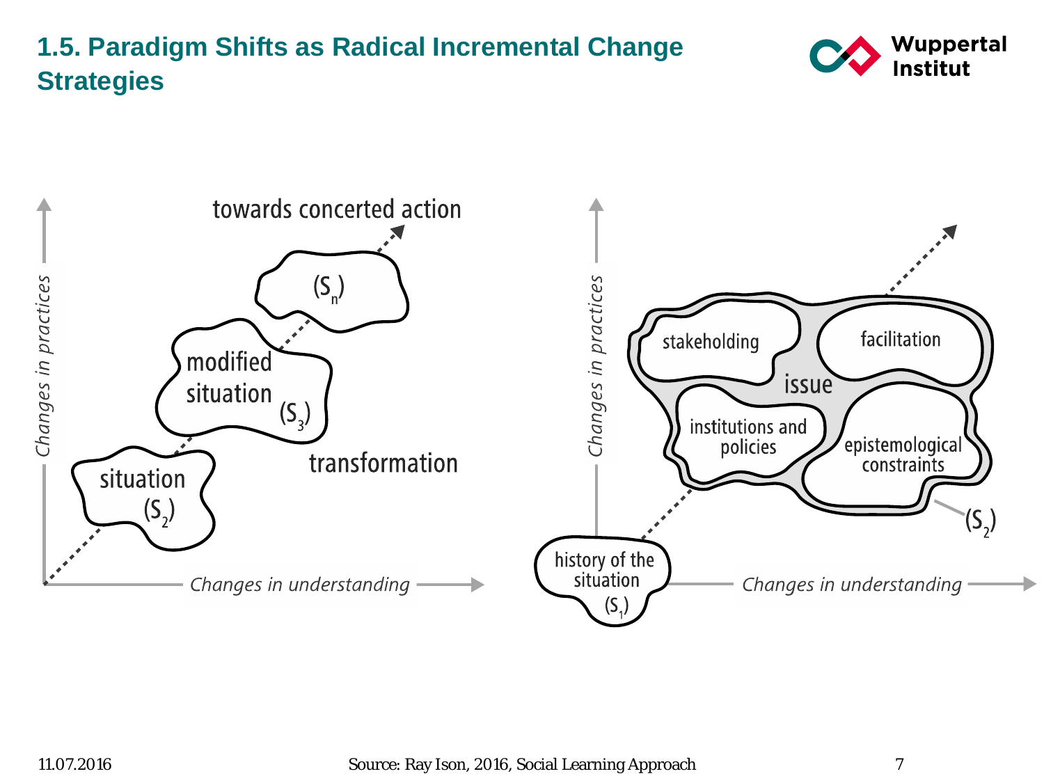# 1.5. Paradigm Shifts as Radical Incremental Change Strategies

towards concerted action

$(S_n)$

modified situation $(S_3)$

situation $(S_2)$

transformation

*Changes in practices*

*Changes in understanding*

stakeholding

facilitation

issue

institutions and policies

epistemological constraints

$(S_2)$

history of the situation $(S_1)$

*Changes in practices*

*Changes in understanding*

11.07.2016

Source: Ray Ison, 2016, Social Learning Approach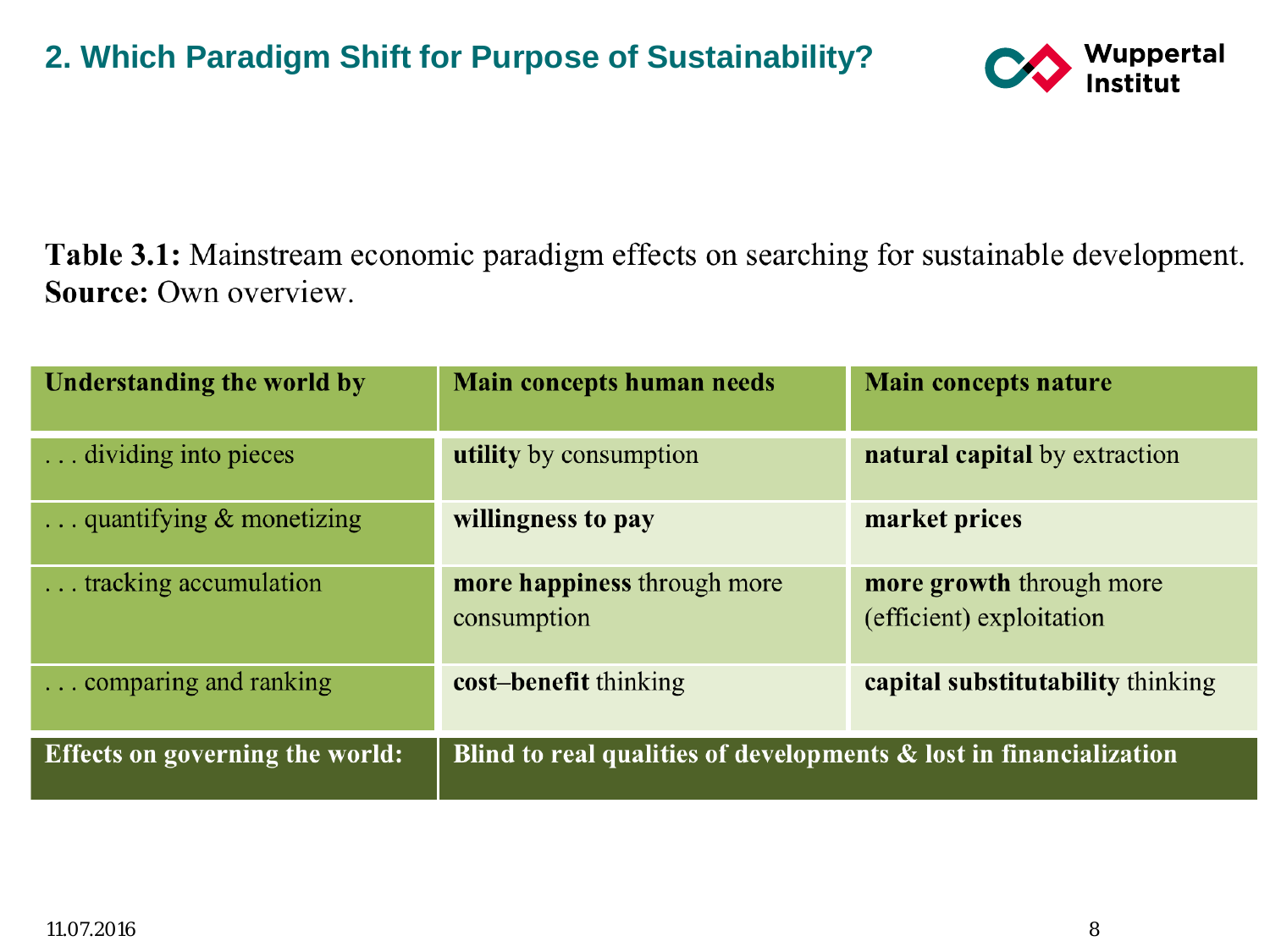## 2. Which Paradigm Shift for Purpose of Sustainability?

**Table 3.1:** Mainstream economic paradigm effects on searching for sustainable development.
**Source:** Own overview.

| Understanding the world by | Main concepts human needs | Main concepts nature |
|---|---|---|
| . . . dividing into pieces | **utility** by consumption | **natural capital** by extraction |
| . . . quantifying & monetizing | **willingness to pay** | **market prices** |
| . . . tracking accumulation | **more happiness** through more consumption | **more growth** through more (efficient) exploitation |
| . . . comparing and ranking | **cost–benefit** thinking | **capital substitutability** thinking |
| **Effects on governing the world:** | **Blind to real qualities of developments & lost in financialization** | |

11.07.2016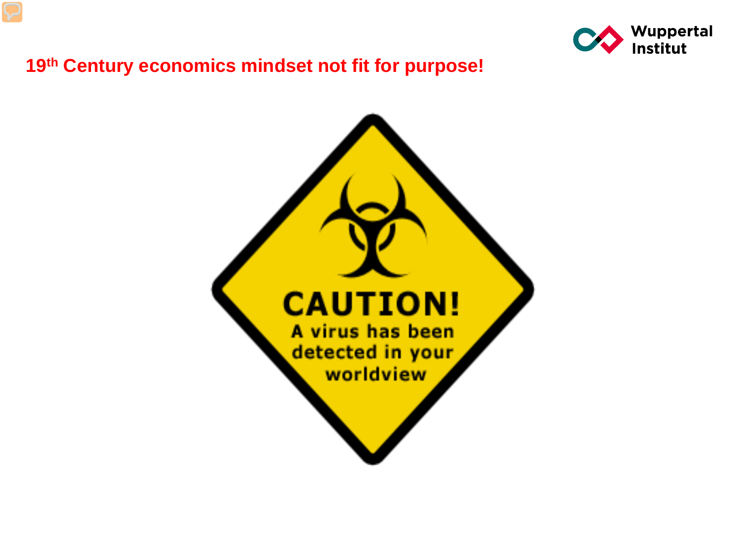# 19th Century economics mindset not fit for purpose!

**CAUTION!**

A virus has been detected in your worldview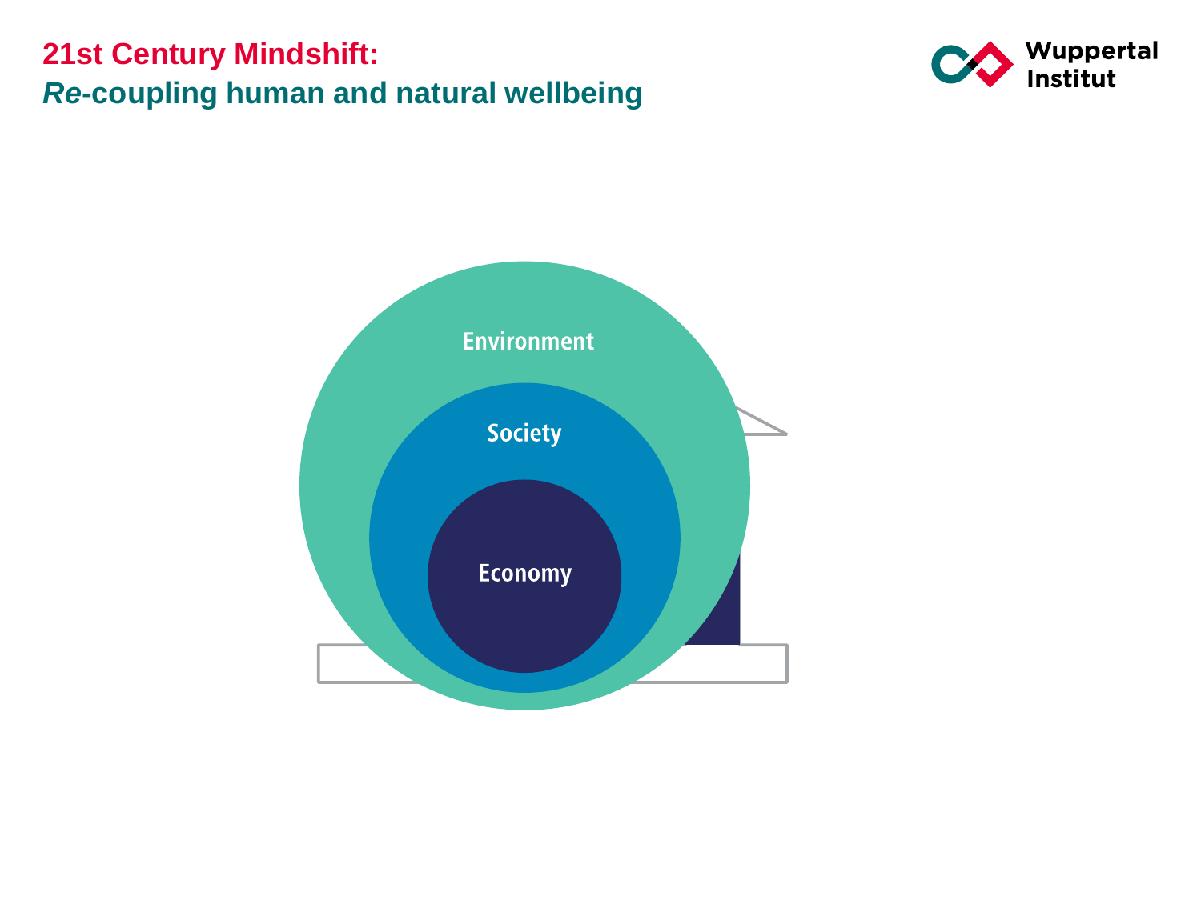# 21st Century Mindshift:

## *Re*-coupling human and natural wellbeing

Environment

Society

Economy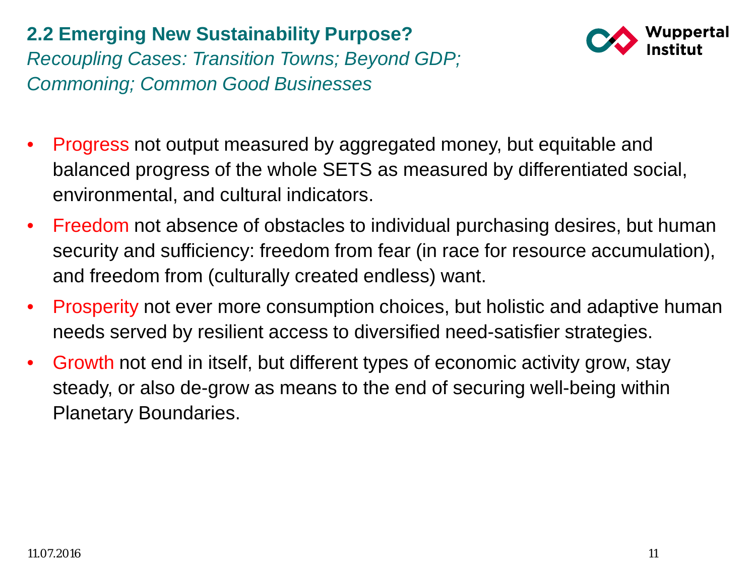## 2.2 Emerging New Sustainability Purpose?

*Recoupling Cases: Transition Towns; Beyond GDP; Commoning; Common Good Businesses*

- Progress not output measured by aggregated money, but equitable and balanced progress of the whole SETS as measured by differentiated social, environmental, and cultural indicators.
- Freedom not absence of obstacles to individual purchasing desires, but human security and sufficiency: freedom from fear (in race for resource accumulation), and freedom from (culturally created endless) want.
- Prosperity not ever more consumption choices, but holistic and adaptive human needs served by resilient access to diversified need-satisfier strategies.
- Growth not end in itself, but different types of economic activity grow, stay steady, or also de-grow as means to the end of securing well-being within Planetary Boundaries.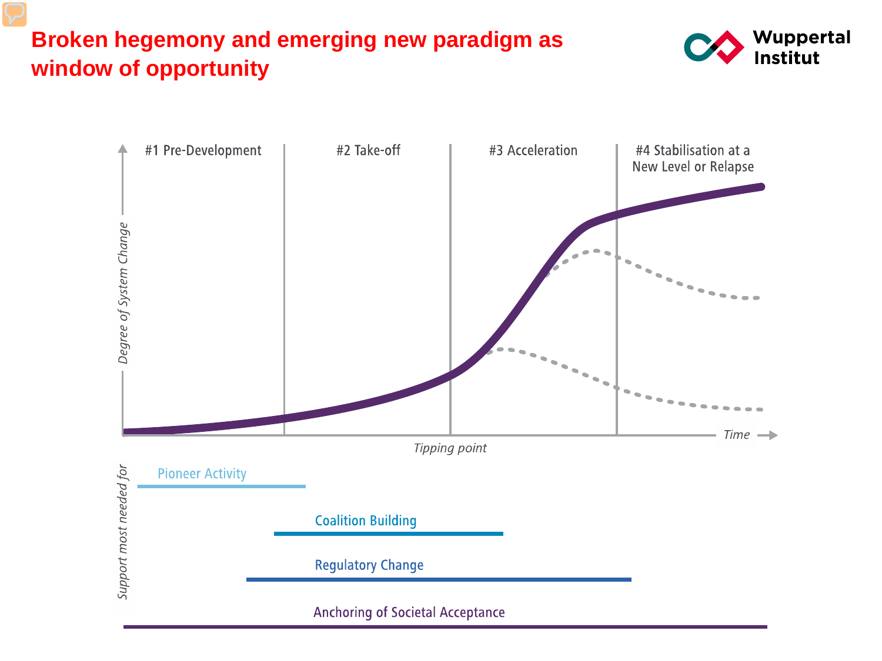# Broken hegemony and emerging new paradigm as window of opportunity

Wuppertal Institut

#1 Pre-Development

#2 Take-off

#3 Acceleration

#4 Stabilisation at a New Level or Relapse

*Degree of System Change*

*Time*

*Tipping point*

*Support most needed for*

Pioneer Activity

Coalition Building

Regulatory Change

Anchoring of Societal Acceptance